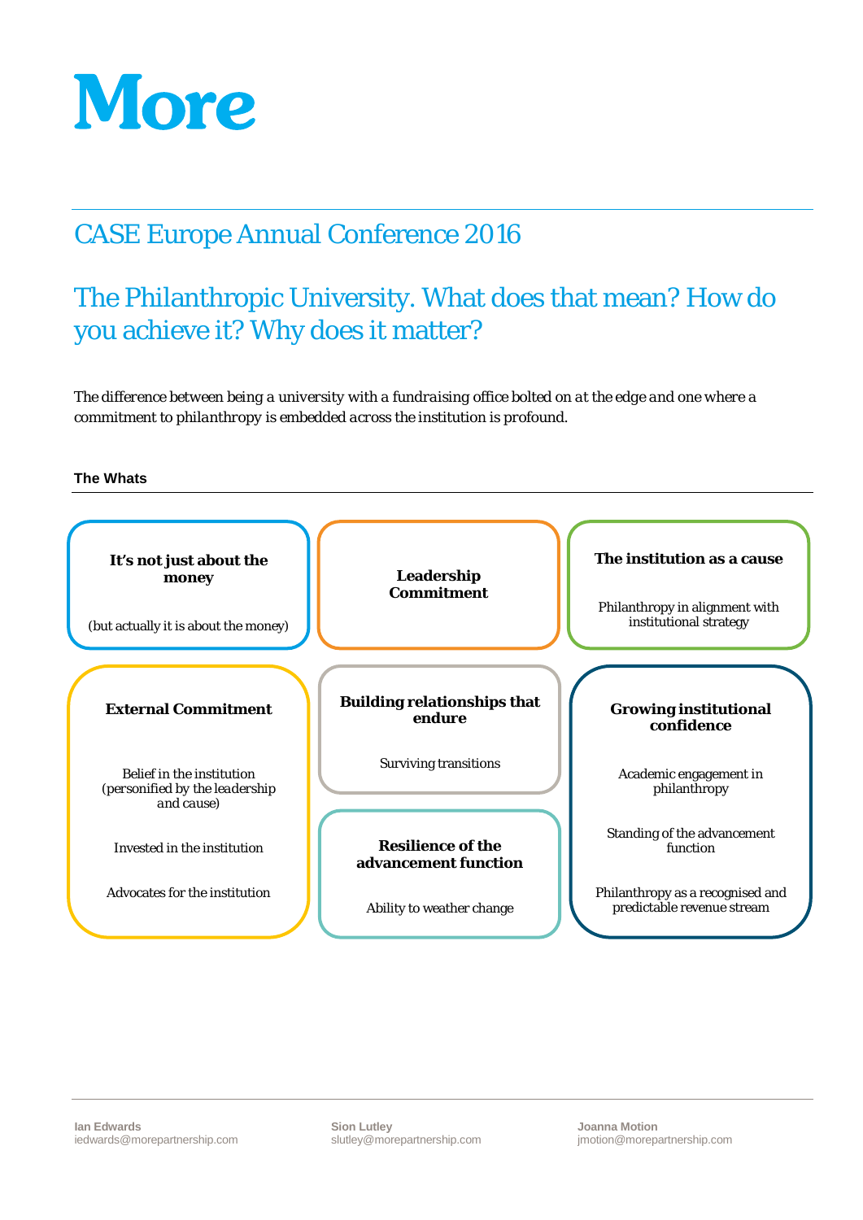# More

## CASE Europe Annual Conference 2016

## The Philanthropic University. What does that mean? How do you achieve it? Why does it matter?

*The difference between being a university with a fundraising office bolted on at the edge and one where a commitment to philanthropy is embedded across the institution is profound.*

### The Whats

**It's not just about the money**

(but actually it is about the money)

**Leadership Commitment**

**The institution as a cause**

Philanthropy in alignment with institutional strategy

**External Commitment**

Belief in the institution (personified by the leadership and cause)

Invested in the institution

Advocates for the institution

**Building relationships that endure**

Surviving transitions

**Resilience of the advancement function**

Ability to weather change

**Growing institutional confidence**

Academic engagement in philanthropy

Standing of the advancement function

Philanthropy as a recognised and predictable revenue stream

---

**Ian Edwards**
iedwards@morepartnership.com

**Sion Lutley**
slutley@morepartnership.com

**Joanna Motion**
jmotion@morepartnership.com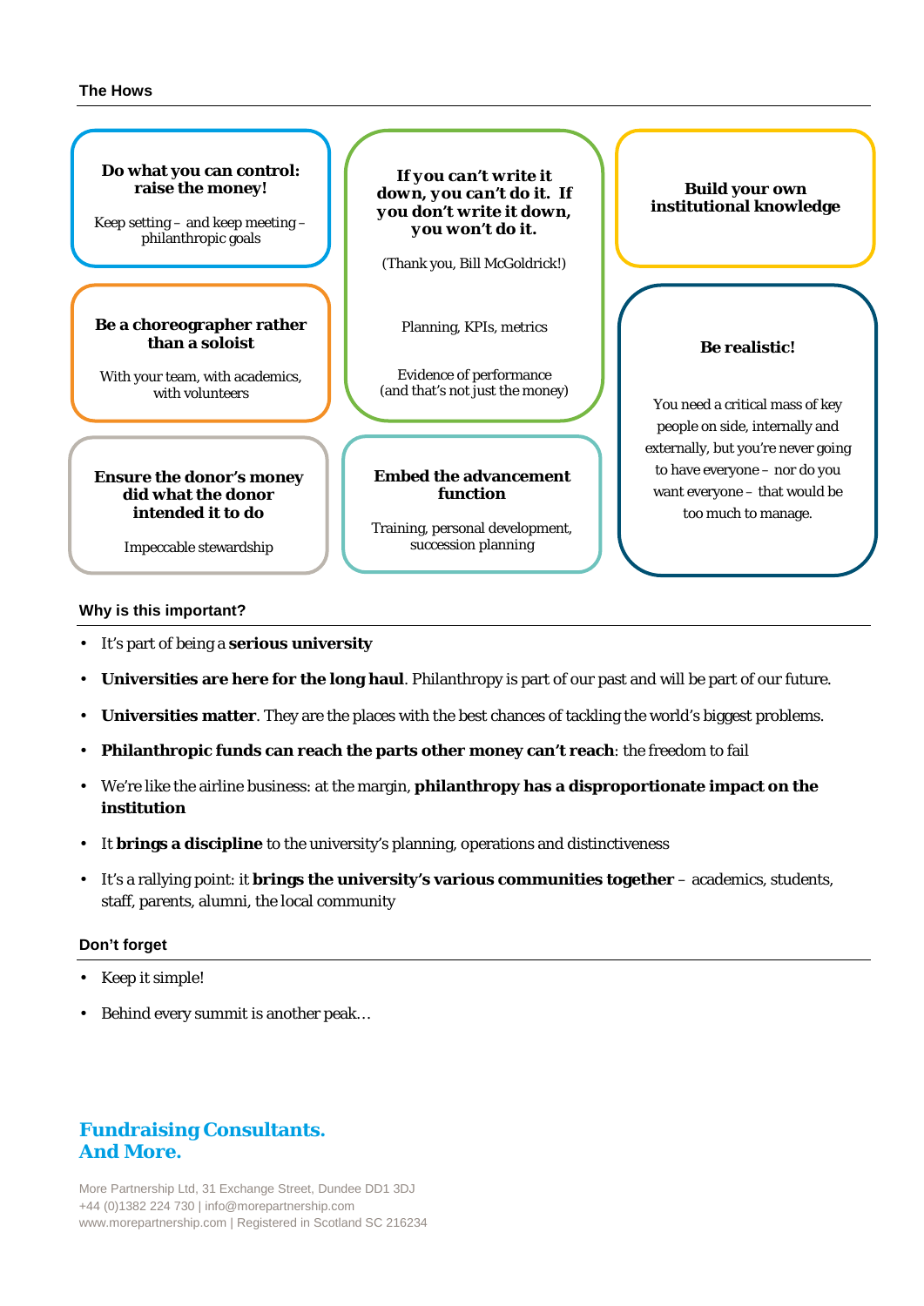## The Hows

**Do what you can control: raise the money!**

Keep setting – and keep meeting – philanthropic goals

**If you can't write it down, you can't do it. If you don't write it down, you won't do it.**

(Thank you, Bill McGoldrick!)

Planning, KPIs, metrics

Evidence of performance (and that's not just the money)

**Build your own institutional knowledge**

**Be a choreographer rather than a soloist**

With your team, with academics, with volunteers

**Be realistic!**

You need a critical mass of key people on side, internally and externally, but you're never going to have everyone – nor do you want everyone – that would be too much to manage.

**Ensure the donor's money did what the donor intended it to do**

Impeccable stewardship

**Embed the advancement function**

Training, personal development, succession planning

## Why is this important?

- It's part of being a **serious university**
- **Universities are here for the long haul**. Philanthropy is part of our past and will be part of our future.
- **Universities matter**. They are the places with the best chances of tackling the world's biggest problems.
- **Philanthropic funds can reach the parts other money can't reach**: the freedom to fail
- We're like the airline business: at the margin, **philanthropy has a disproportionate impact on the institution**
- It **brings a discipline** to the university's planning, operations and distinctiveness
- It's a rallying point: it **brings the university's various communities together** – academics, students, staff, parents, alumni, the local community

## Don't forget

- Keep it simple!
- Behind every summit is another peak…

**Fundraising Consultants.
And More.**

More Partnership Ltd, 31 Exchange Street, Dundee DD1 3DJ
+44 (0)1382 224 730 | info@morepartnership.com
www.morepartnership.com | Registered in Scotland SC 216234